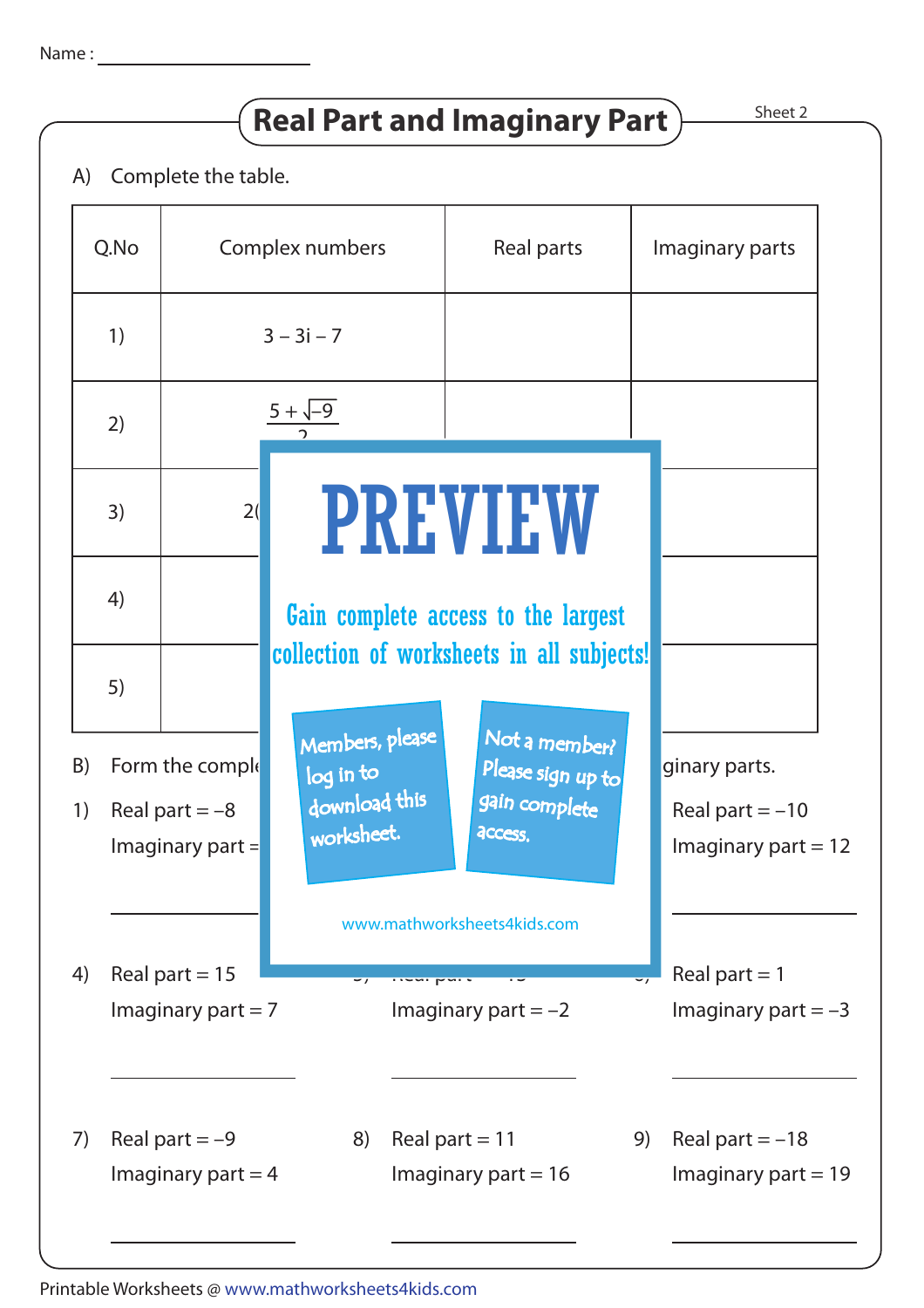Name : ____________________

# Real Part and Imaginary Part

Sheet 2

A) Complete the table.

| Q.No | Complex numbers | Real parts | Imaginary parts |
|---|---|---|---|
| 1) | $3 - 3i - 7$ | | |
| 2) | $\frac{5 + \sqrt{-9}}{2}$ | | |
| 3) | 2( | | |
| 4) | | | |
| 5) | | | |

PREVIEW

Gain complete access to the largest collection of worksheets in all subjects!

Members, please log in to download this worksheet.

Not a member? Please sign up to gain complete access.

www.mathworksheets4kids.com

B) Form the comple... ...ginary parts.

1) Real part = $-8$
Imaginary part = 

______________

3) Real part = $-10$
Imaginary part = $12$

______________

4) Real part = $15$
Imaginary part = $7$

______________

5) Real part = 
Imaginary part = $-2$

______________

6) Real part = $1$
Imaginary part = $-3$

______________

7) Real part = $-9$
Imaginary part = $4$

______________

8) Real part = $11$
Imaginary part = $16$

______________

9) Real part = $-18$
Imaginary part = $19$

______________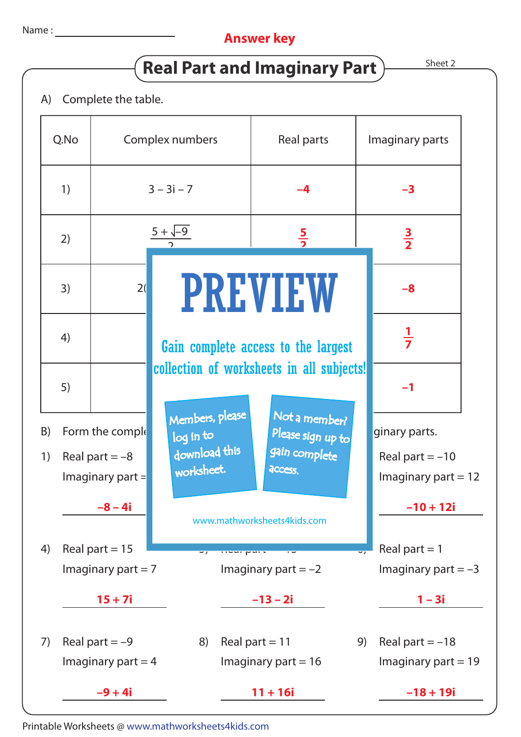Name : ____________________

**Answer key**

# Real Part and Imaginary Part

Sheet 2

A) Complete the table.

| Q.No | Complex numbers | Real parts | Imaginary parts |
| --- | --- | --- | --- |
| 1) | 3 – 3i – 7 | **–4** | **–3** |
| 2) | $\frac{5 + \sqrt{-9}}{2}$ | $\mathbf{\frac{5}{2}}$ | $\mathbf{\frac{3}{2}}$ |
| 3) | 2( | | **–8** |
| 4) | | | $\mathbf{\frac{1}{7}}$ |
| 5) | | | **–1** |

PREVIEW

Gain complete access to the largest collection of worksheets in all subjects!

Members, please log in to download this worksheet.

Not a member? Please sign up to gain complete access.

www.mathworksheets4kids.com

B) Form the comple... ...ginary parts.

1) Real part = –8
Imaginary part =

**–8 – 4i**

Real part = –10
Imaginary part = 12

**–10 + 12i**

4) Real part = 15
Imaginary part = 7

**15 + 7i**

5) Imaginary part = –2

**–13 – 2i**

6) Real part = 1
Imaginary part = –3

**1 – 3i**

7) Real part = –9
Imaginary part = 4

**–9 + 4i**

8) Real part = 11
Imaginary part = 16

**11 + 16i**

9) Real part = –18
Imaginary part = 19

**–18 + 19i**